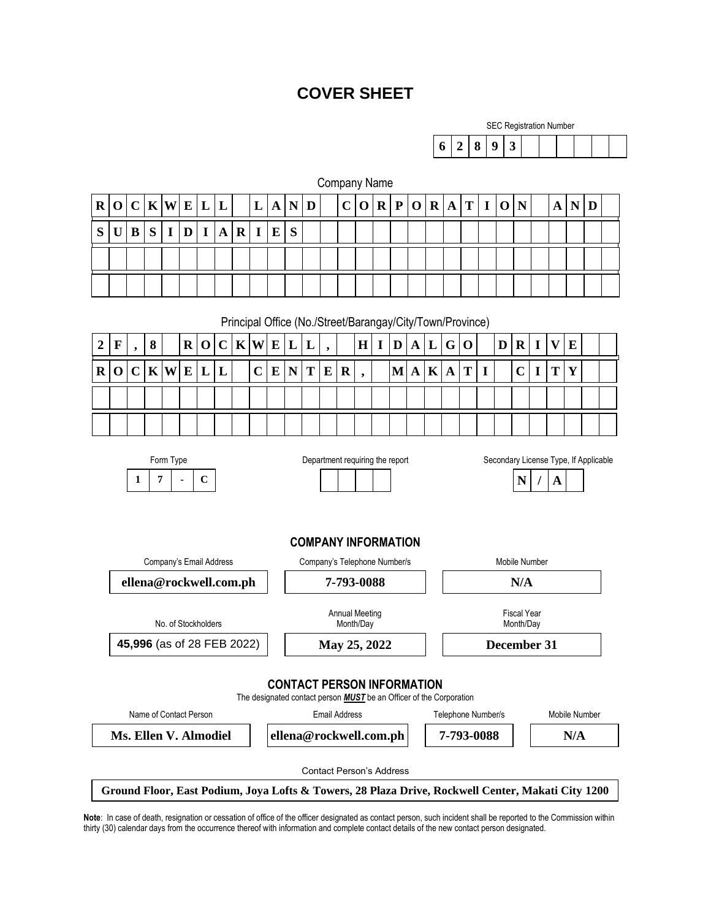# COVER SHEET

SEC Registration Number

**6 2 8 9 3**

Company Name

**ROCKWELL LAND CORPORATION AND SUBSIDIARIES**

Principal Office (No./Street/Barangay/City/Town/Province)

**2F, 8 ROCKWELL, HIDALGO DRIVE ROCKWELL CENTER, MAKATI CITY**

| Form Type | Department requiring the report | Secondary License Type, If Applicable |
|---|---|---|
| **17-C** | | **N/A** |

## COMPANY INFORMATION

| Company's Email Address | Company's Telephone Number/s | Mobile Number |
|---|---|---|
| **ellena@rockwell.com.ph** | **7-793-0088** | **N/A** |

| No. of Stockholders | Annual Meeting Month/Day | Fiscal Year Month/Day |
|---|---|---|
| **45,996** (as of 28 FEB 2022) | **May 25, 2022** | **December 31** |

## CONTACT PERSON INFORMATION

The designated contact person ***MUST*** be an Officer of the Corporation

| Name of Contact Person | Email Address | Telephone Number/s | Mobile Number |
|---|---|---|---|
| **Ms. Ellen V. Almodiel** | **ellena@rockwell.com.ph** | **7-793-0088** | **N/A** |

Contact Person's Address

**Ground Floor, East Podium, Joya Lofts & Towers, 28 Plaza Drive, Rockwell Center, Makati City 1200**

**Note**: In case of death, resignation or cessation of office of the officer designated as contact person, such incident shall be reported to the Commission within thirty (30) calendar days from the occurrence thereof with information and complete contact details of the new contact person designated.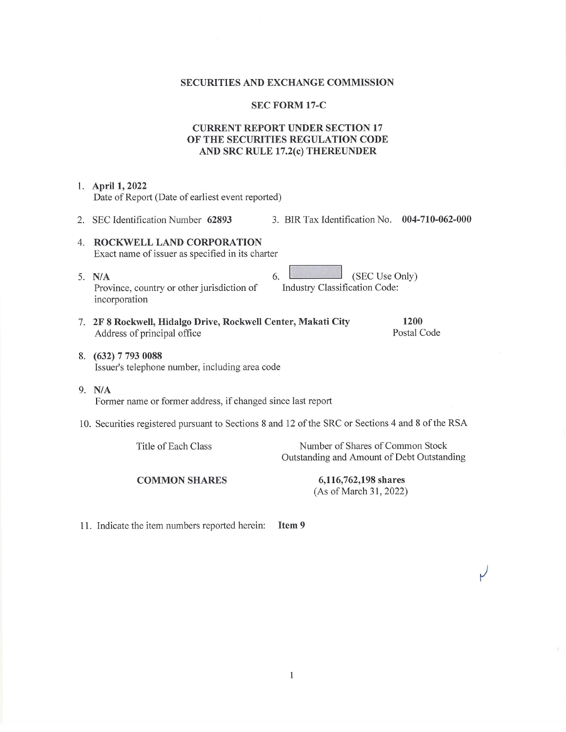**SECURITIES AND EXCHANGE COMMISSION**

**SEC FORM 17-C**

**CURRENT REPORT UNDER SECTION 17 OF THE SECURITIES REGULATION CODE AND SRC RULE 17.2(c) THEREUNDER**

1. **April 1, 2022**
   Date of Report (Date of earliest event reported)

2. SEC Identification Number **62893**
3. BIR Tax Identification No. **004-710-062-000**

4. **ROCKWELL LAND CORPORATION**
   Exact name of issuer as specified in its charter

5. **N/A**
   Province, country or other jurisdiction of incorporation

6. (SEC Use Only)
   Industry Classification Code:

7. **2F 8 Rockwell, Hidalgo Drive, Rockwell Center, Makati City** — **1200**
   Address of principal office — Postal Code

8. **(632) 7 793 0088**
   Issuer's telephone number, including area code

9. **N/A**
   Former name or former address, if changed since last report

10. Securities registered pursuant to Sections 8 and 12 of the SRC or Sections 4 and 8 of the RSA

| Title of Each Class | Number of Shares of Common Stock Outstanding and Amount of Debt Outstanding |
|---|---|
| **COMMON SHARES** | **6,116,762,198 shares** (As of March 31, 2022) |

11. Indicate the item numbers reported herein: **Item 9**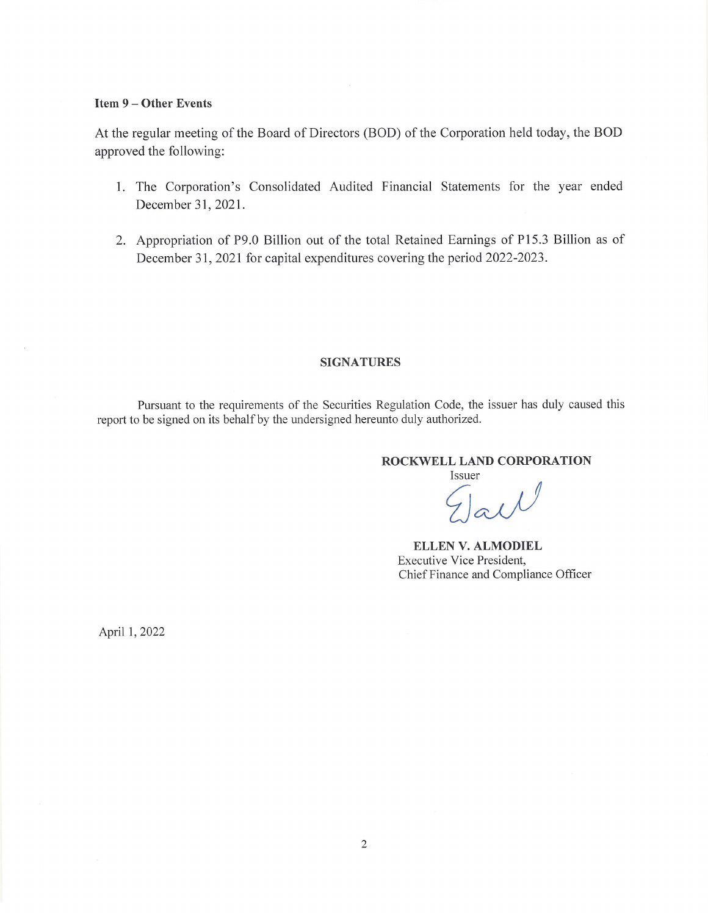**Item 9 – Other Events**

At the regular meeting of the Board of Directors (BOD) of the Corporation held today, the BOD approved the following:

1. The Corporation's Consolidated Audited Financial Statements for the year ended December 31, 2021.

2. Appropriation of P9.0 Billion out of the total Retained Earnings of P15.3 Billion as of December 31, 2021 for capital expenditures covering the period 2022-2023.

**SIGNATURES**

Pursuant to the requirements of the Securities Regulation Code, the issuer has duly caused this report to be signed on its behalf by the undersigned hereunto duly authorized.

**ROCKWELL LAND CORPORATION**
Issuer

**ELLEN V. ALMODIEL**
Executive Vice President,
Chief Finance and Compliance Officer

April 1, 2022